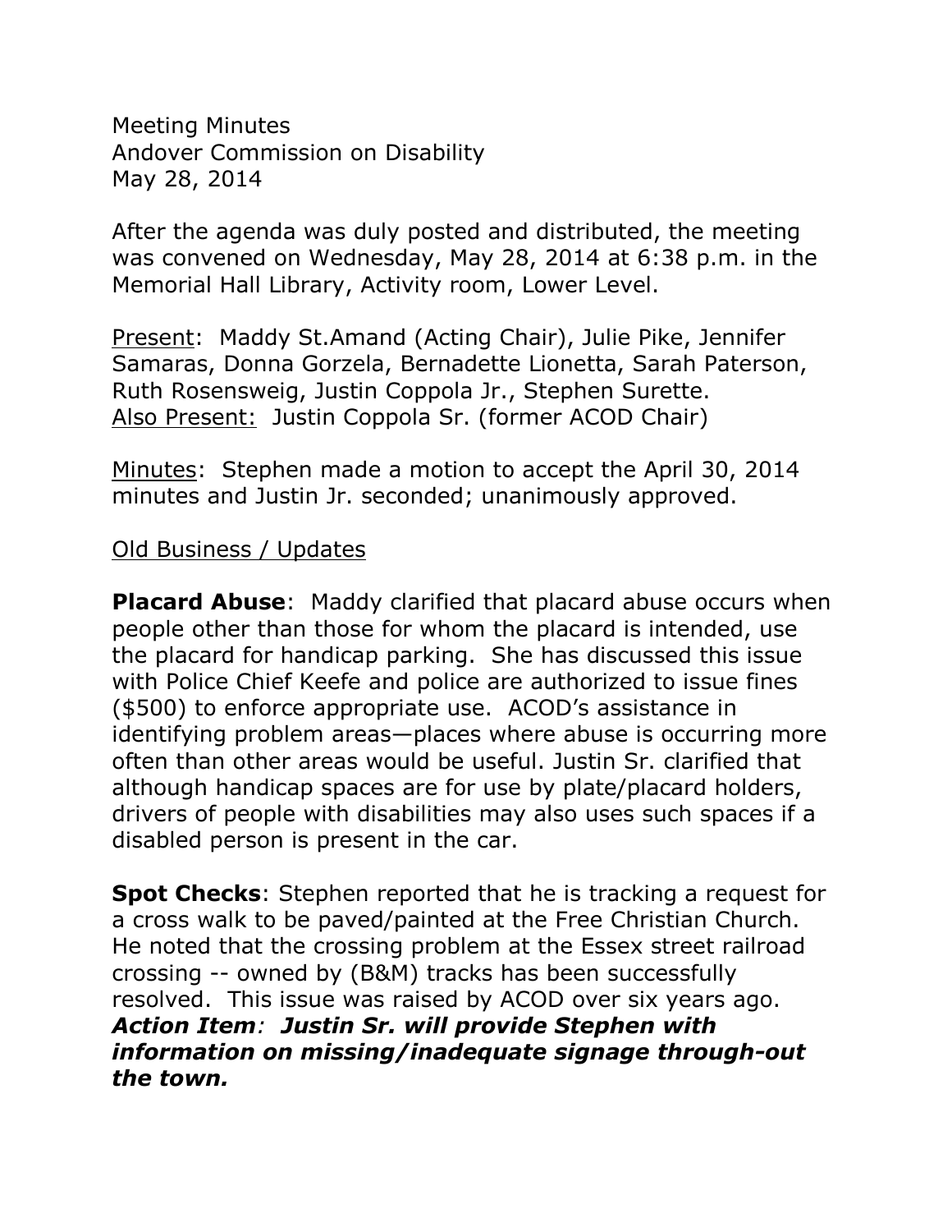Meeting Minutes
Andover Commission on Disability
May 28, 2014

After the agenda was duly posted and distributed, the meeting was convened on Wednesday, May 28, 2014 at 6:38 p.m. in the Memorial Hall Library, Activity room, Lower Level.

Present: Maddy St.Amand (Acting Chair), Julie Pike, Jennifer Samaras, Donna Gorzela, Bernadette Lionetta, Sarah Paterson, Ruth Rosensweig, Justin Coppola Jr., Stephen Surette.
Also Present: Justin Coppola Sr. (former ACOD Chair)

Minutes: Stephen made a motion to accept the April 30, 2014 minutes and Justin Jr. seconded; unanimously approved.

Old Business / Updates

**Placard Abuse**: Maddy clarified that placard abuse occurs when people other than those for whom the placard is intended, use the placard for handicap parking. She has discussed this issue with Police Chief Keefe and police are authorized to issue fines ($500) to enforce appropriate use. ACOD's assistance in identifying problem areas—places where abuse is occurring more often than other areas would be useful. Justin Sr. clarified that although handicap spaces are for use by plate/placard holders, drivers of people with disabilities may also uses such spaces if a disabled person is present in the car.

**Spot Checks**: Stephen reported that he is tracking a request for a cross walk to be paved/painted at the Free Christian Church. He noted that the crossing problem at the Essex street railroad crossing -- owned by (B&M) tracks has been successfully resolved. This issue was raised by ACOD over six years ago. ***Action Item**: Justin Sr. will provide Stephen with information on missing/inadequate signage through-out the town.*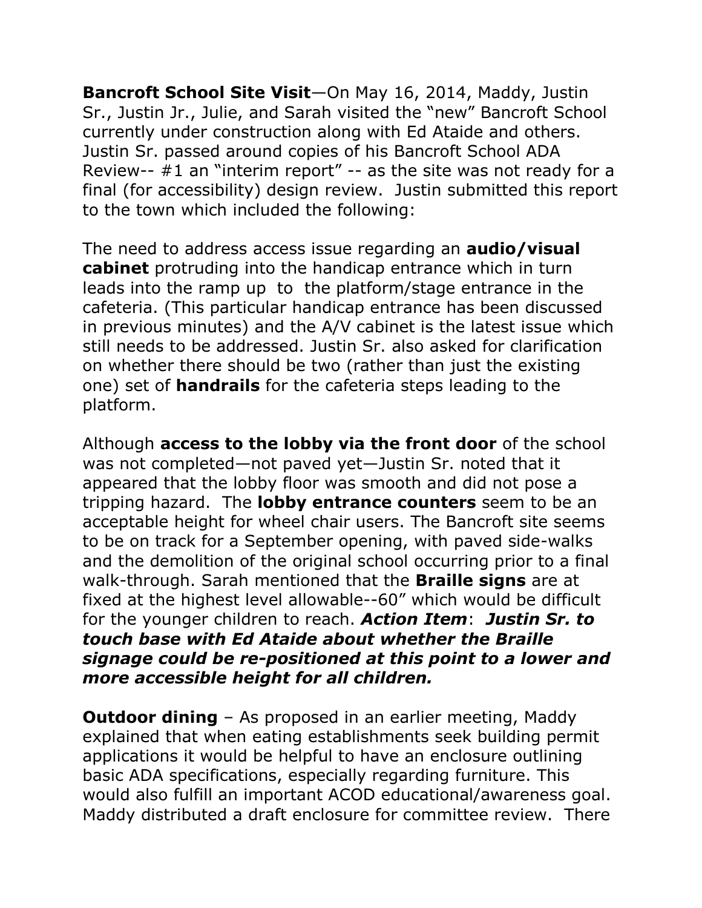**Bancroft School Site Visit**—On May 16, 2014, Maddy, Justin Sr., Justin Jr., Julie, and Sarah visited the "new" Bancroft School currently under construction along with Ed Ataide and others. Justin Sr. passed around copies of his Bancroft School ADA Review-- #1 an "interim report" -- as the site was not ready for a final (for accessibility) design review. Justin submitted this report to the town which included the following:

The need to address access issue regarding an **audio/visual cabinet** protruding into the handicap entrance which in turn leads into the ramp up to the platform/stage entrance in the cafeteria. (This particular handicap entrance has been discussed in previous minutes) and the A/V cabinet is the latest issue which still needs to be addressed. Justin Sr. also asked for clarification on whether there should be two (rather than just the existing one) set of **handrails** for the cafeteria steps leading to the platform.

Although **access to the lobby via the front door** of the school was not completed—not paved yet—Justin Sr. noted that it appeared that the lobby floor was smooth and did not pose a tripping hazard. The **lobby entrance counters** seem to be an acceptable height for wheel chair users. The Bancroft site seems to be on track for a September opening, with paved side-walks and the demolition of the original school occurring prior to a final walk-through. Sarah mentioned that the **Braille signs** are at fixed at the highest level allowable--60" which would be difficult for the younger children to reach. ***Action Item***: ***Justin Sr. to touch base with Ed Ataide about whether the Braille signage could be re-positioned at this point to a lower and more accessible height for all children.***

**Outdoor dining** – As proposed in an earlier meeting, Maddy explained that when eating establishments seek building permit applications it would be helpful to have an enclosure outlining basic ADA specifications, especially regarding furniture. This would also fulfill an important ACOD educational/awareness goal. Maddy distributed a draft enclosure for committee review. There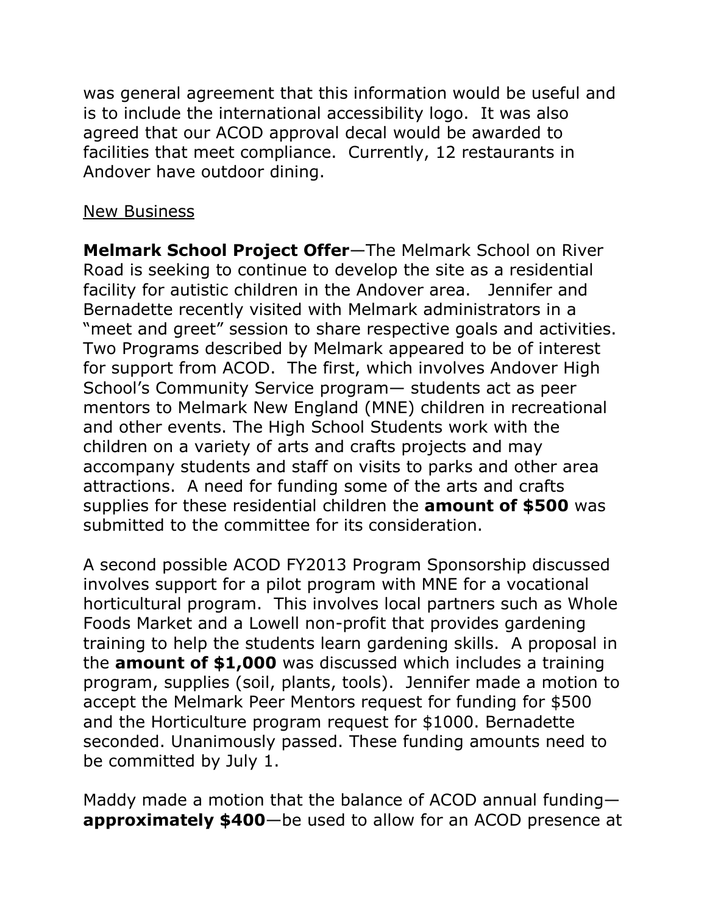was general agreement that this information would be useful and is to include the international accessibility logo. It was also agreed that our ACOD approval decal would be awarded to facilities that meet compliance. Currently, 12 restaurants in Andover have outdoor dining.

New Business

**Melmark School Project Offer**—The Melmark School on River Road is seeking to continue to develop the site as a residential facility for autistic children in the Andover area. Jennifer and Bernadette recently visited with Melmark administrators in a "meet and greet" session to share respective goals and activities. Two Programs described by Melmark appeared to be of interest for support from ACOD. The first, which involves Andover High School's Community Service program— students act as peer mentors to Melmark New England (MNE) children in recreational and other events. The High School Students work with the children on a variety of arts and crafts projects and may accompany students and staff on visits to parks and other area attractions. A need for funding some of the arts and crafts supplies for these residential children the **amount of $500** was submitted to the committee for its consideration.

A second possible ACOD FY2013 Program Sponsorship discussed involves support for a pilot program with MNE for a vocational horticultural program. This involves local partners such as Whole Foods Market and a Lowell non-profit that provides gardening training to help the students learn gardening skills. A proposal in the **amount of $1,000** was discussed which includes a training program, supplies (soil, plants, tools). Jennifer made a motion to accept the Melmark Peer Mentors request for funding for $500 and the Horticulture program request for $1000. Bernadette seconded. Unanimously passed. These funding amounts need to be committed by July 1.

Maddy made a motion that the balance of ACOD annual funding—**approximately $400**—be used to allow for an ACOD presence at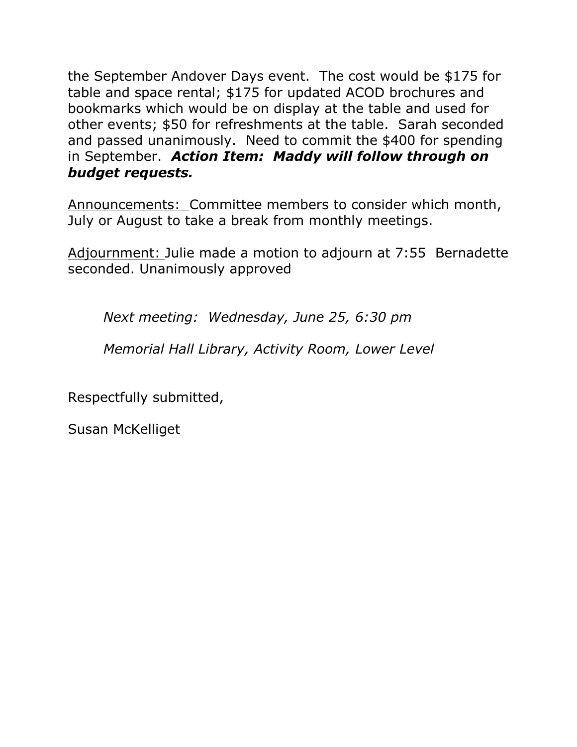the September Andover Days event. The cost would be $175 for table and space rental; $175 for updated ACOD brochures and bookmarks which would be on display at the table and used for other events; $50 for refreshments at the table. Sarah seconded and passed unanimously. Need to commit the $400 for spending in September. ***Action Item: Maddy will follow through on budget requests.***

Announcements: Committee members to consider which month, July or August to take a break from monthly meetings.

Adjournment: Julie made a motion to adjourn at 7:55 Bernadette seconded. Unanimously approved

*Next meeting: Wednesday, June 25, 6:30 pm*

*Memorial Hall Library, Activity Room, Lower Level*

Respectfully submitted,

Susan McKelliget